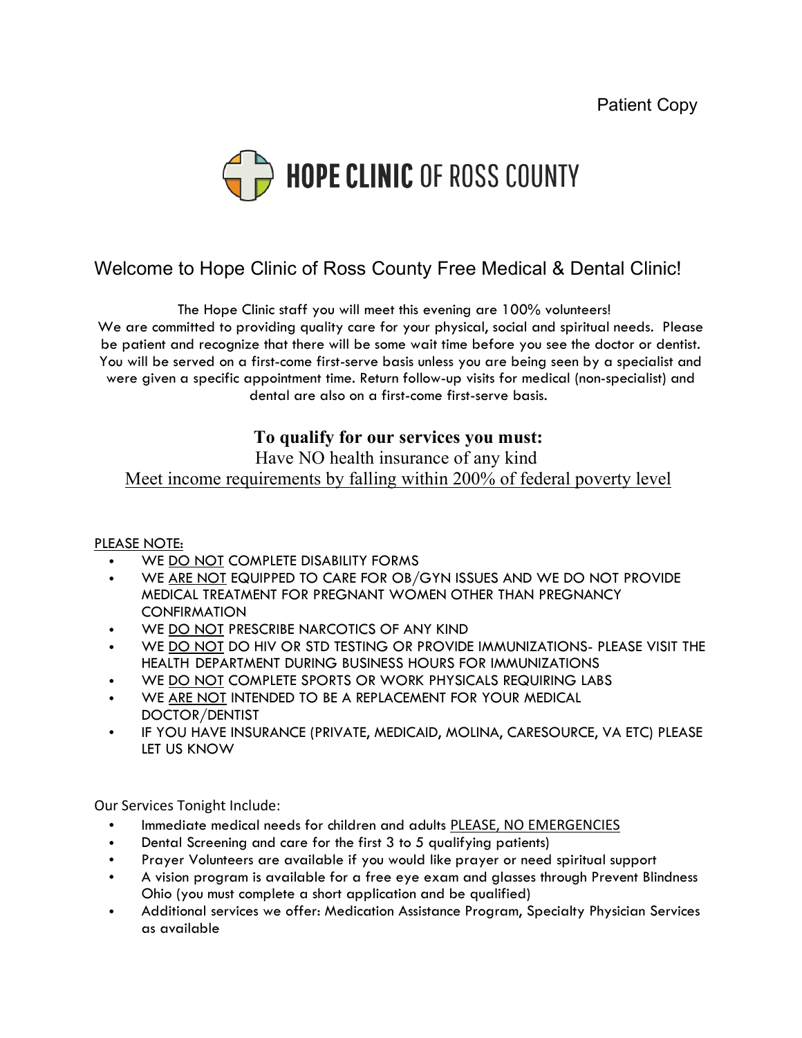Patient Copy

# HOPE CLINIC OF ROSS COUNTY

## Welcome to Hope Clinic of Ross County Free Medical & Dental Clinic!

The Hope Clinic staff you will meet this evening are 100% volunteers!
We are committed to providing quality care for your physical, social and spiritual needs. Please be patient and recognize that there will be some wait time before you see the doctor or dentist. You will be served on a first-come first-serve basis unless you are being seen by a specialist and were given a specific appointment time. Return follow-up visits for medical (non-specialist) and dental are also on a first-come first-serve basis.

### To qualify for our services you must:

Have NO health insurance of any kind

Meet income requirements by falling within 200% of federal poverty level

PLEASE NOTE:

- WE DO NOT COMPLETE DISABILITY FORMS
- WE ARE NOT EQUIPPED TO CARE FOR OB/GYN ISSUES AND WE DO NOT PROVIDE MEDICAL TREATMENT FOR PREGNANT WOMEN OTHER THAN PREGNANCY CONFIRMATION
- WE DO NOT PRESCRIBE NARCOTICS OF ANY KIND
- WE DO NOT DO HIV OR STD TESTING OR PROVIDE IMMUNIZATIONS- PLEASE VISIT THE HEALTH DEPARTMENT DURING BUSINESS HOURS FOR IMMUNIZATIONS
- WE DO NOT COMPLETE SPORTS OR WORK PHYSICALS REQUIRING LABS
- WE ARE NOT INTENDED TO BE A REPLACEMENT FOR YOUR MEDICAL DOCTOR/DENTIST
- IF YOU HAVE INSURANCE (PRIVATE, MEDICAID, MOLINA, CARESOURCE, VA ETC) PLEASE LET US KNOW

Our Services Tonight Include:

- Immediate medical needs for children and adults PLEASE, NO EMERGENCIES
- Dental Screening and care for the first 3 to 5 qualifying patients)
- Prayer Volunteers are available if you would like prayer or need spiritual support
- A vision program is available for a free eye exam and glasses through Prevent Blindness Ohio (you must complete a short application and be qualified)
- Additional services we offer: Medication Assistance Program, Specialty Physician Services as available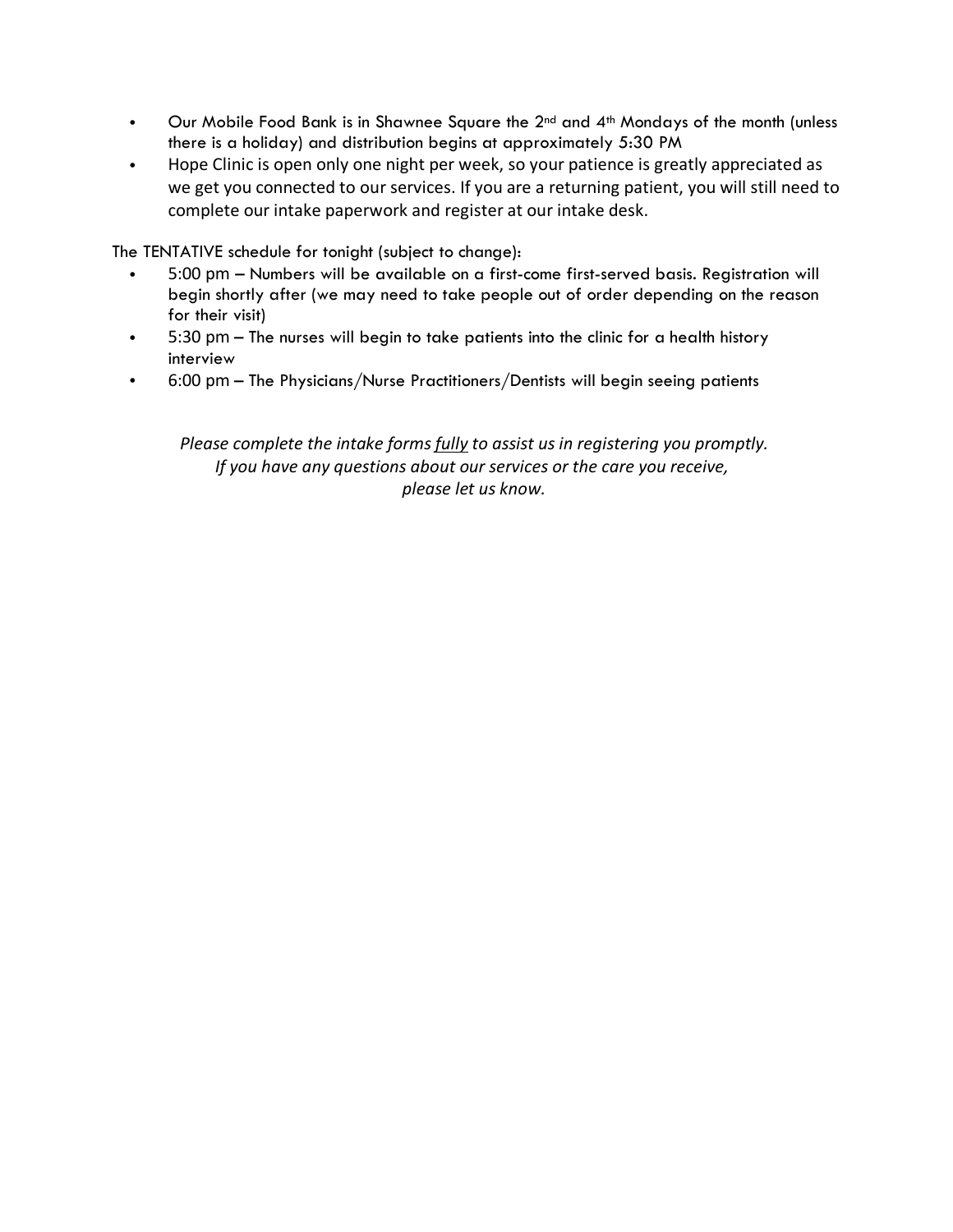- Our Mobile Food Bank is in Shawnee Square the 2nd and 4th Mondays of the month (unless there is a holiday) and distribution begins at approximately 5:30 PM
- Hope Clinic is open only one night per week, so your patience is greatly appreciated as we get you connected to our services. If you are a returning patient, you will still need to complete our intake paperwork and register at our intake desk.

The TENTATIVE schedule for tonight (subject to change):

- 5:00 pm – Numbers will be available on a first-come first-served basis. Registration will begin shortly after (we may need to take people out of order depending on the reason for their visit)
- 5:30 pm – The nurses will begin to take patients into the clinic for a health history interview
- 6:00 pm – The Physicians/Nurse Practitioners/Dentists will begin seeing patients

*Please complete the intake forms <u>fully</u> to assist us in registering you promptly.*
*If you have any questions about our services or the care you receive, please let us know.*